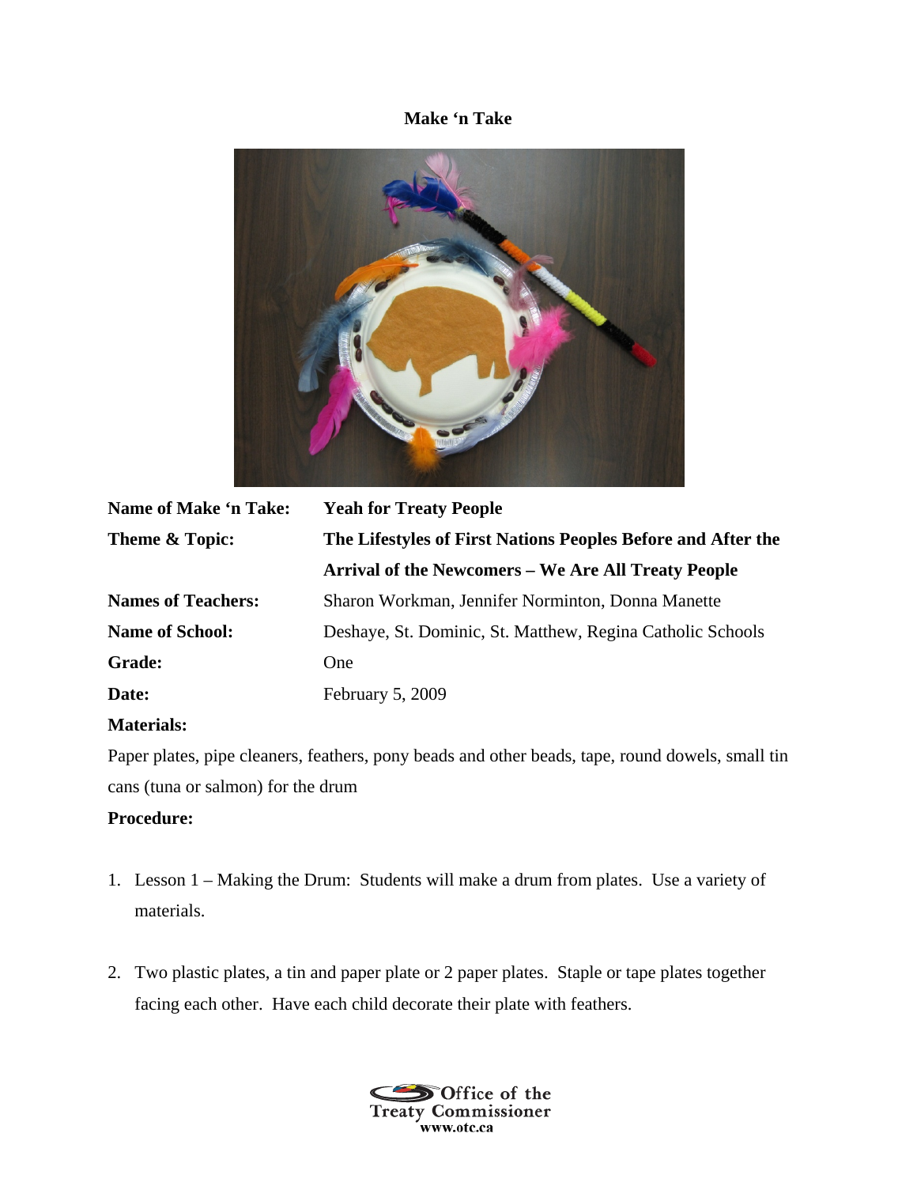# Make 'n Take

| | |
|---|---|
| **Name of Make 'n Take:** | **Yeah for Treaty People** |
| **Theme & Topic:** | **The Lifestyles of First Nations Peoples Before and After the Arrival of the Newcomers – We Are All Treaty People** |
| **Names of Teachers:** | Sharon Workman, Jennifer Norminton, Donna Manette |
| **Name of School:** | Deshaye, St. Dominic, St. Matthew, Regina Catholic Schools |
| **Grade:** | One |
| **Date:** | February 5, 2009 |

**Materials:**

Paper plates, pipe cleaners, feathers, pony beads and other beads, tape, round dowels, small tin cans (tuna or salmon) for the drum

**Procedure:**

1. Lesson 1 – Making the Drum: Students will make a drum from plates. Use a variety of materials.

2. Two plastic plates, a tin and paper plate or 2 paper plates. Staple or tape plates together facing each other. Have each child decorate their plate with feathers.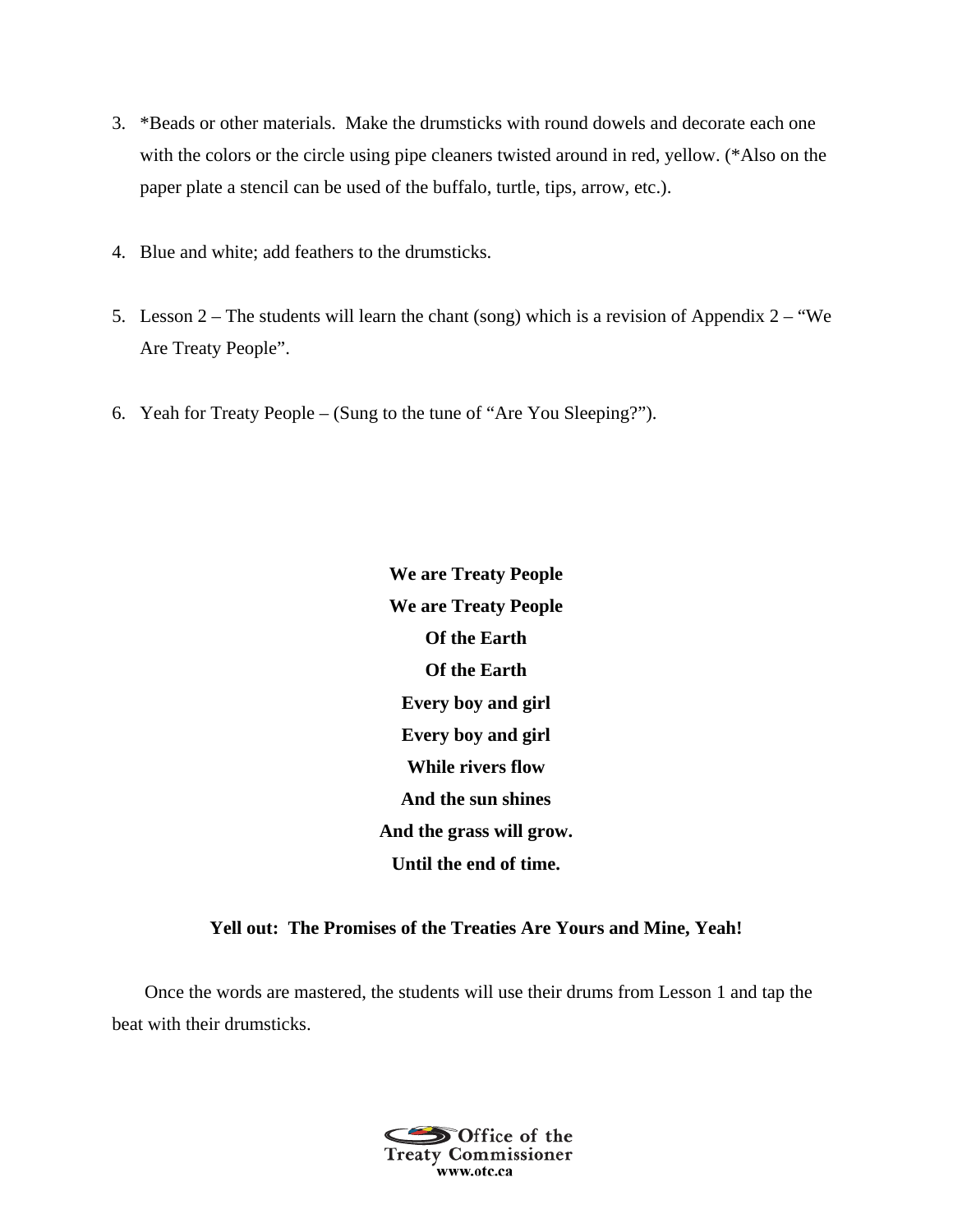3. *Beads or other materials. Make the drumsticks with round dowels and decorate each one with the colors or the circle using pipe cleaners twisted around in red, yellow. (*Also on the paper plate a stencil can be used of the buffalo, turtle, tips, arrow, etc.).

4. Blue and white; add feathers to the drumsticks.

5. Lesson 2 – The students will learn the chant (song) which is a revision of Appendix 2 – "We Are Treaty People".

6. Yeah for Treaty People – (Sung to the tune of "Are You Sleeping?").

**We are Treaty People**
**We are Treaty People**
**Of the Earth**
**Of the Earth**
**Every boy and girl**
**Every boy and girl**
**While rivers flow**
**And the sun shines**
**And the grass will grow.**
**Until the end of time.**

**Yell out: The Promises of the Treaties Are Yours and Mine, Yeah!**

Once the words are mastered, the students will use their drums from Lesson 1 and tap the beat with their drumsticks.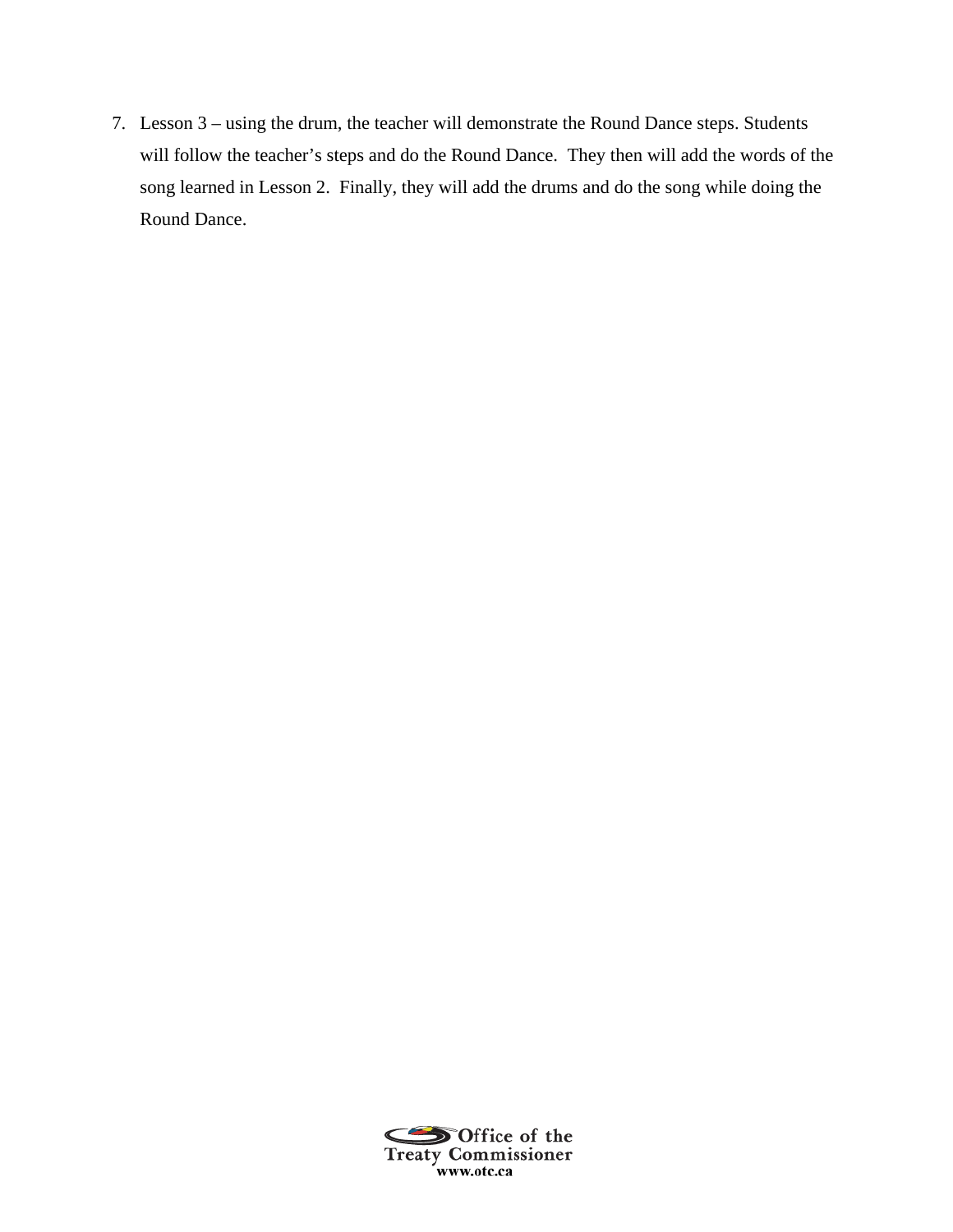7. Lesson 3 – using the drum, the teacher will demonstrate the Round Dance steps. Students will follow the teacher's steps and do the Round Dance. They then will add the words of the song learned in Lesson 2. Finally, they will add the drums and do the song while doing the Round Dance.